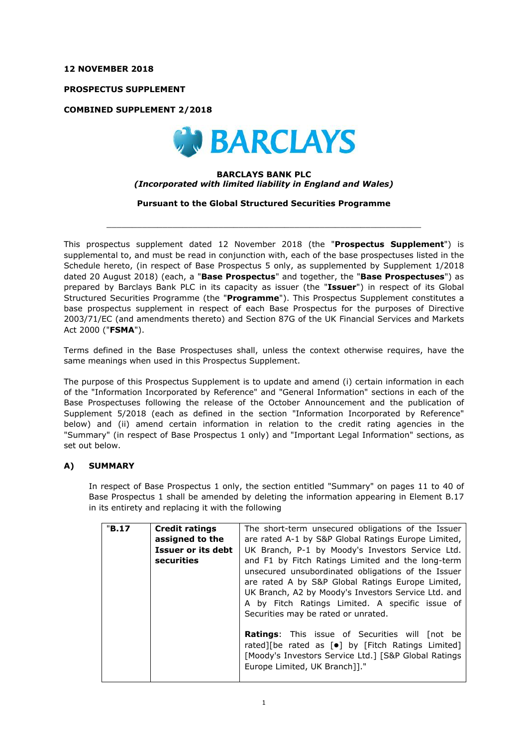**12 NOVEMBER 2018**

**PROSPECTUS SUPPLEMENT**

**COMBINED SUPPLEMENT 2/2018**

BARCLAYS

**BARCLAYS BANK PLC**
***(Incorporated with limited liability in England and Wales)***

**Pursuant to the Global Structured Securities Programme**

---

This prospectus supplement dated 12 November 2018 (the "**Prospectus Supplement**") is supplemental to, and must be read in conjunction with, each of the base prospectuses listed in the Schedule hereto, (in respect of Base Prospectus 5 only, as supplemented by Supplement 1/2018 dated 20 August 2018) (each, a "**Base Prospectus**" and together, the "**Base Prospectuses**") as prepared by Barclays Bank PLC in its capacity as issuer (the "**Issuer**") in respect of its Global Structured Securities Programme (the "**Programme**"). This Prospectus Supplement constitutes a base prospectus supplement in respect of each Base Prospectus for the purposes of Directive 2003/71/EC (and amendments thereto) and Section 87G of the UK Financial Services and Markets Act 2000 ("**FSMA**").

Terms defined in the Base Prospectuses shall, unless the context otherwise requires, have the same meanings when used in this Prospectus Supplement.

The purpose of this Prospectus Supplement is to update and amend (i) certain information in each of the "Information Incorporated by Reference" and "General Information" sections in each of the Base Prospectuses following the release of the October Announcement and the publication of Supplement 5/2018 (each as defined in the section "Information Incorporated by Reference" below) and (ii) amend certain information in relation to the credit rating agencies in the "Summary" (in respect of Base Prospectus 1 only) and "Important Legal Information" sections, as set out below.

## A) SUMMARY

In respect of Base Prospectus 1 only, the section entitled "Summary" on pages 11 to 40 of Base Prospectus 1 shall be amended by deleting the information appearing in Element B.17 in its entirety and replacing it with the following

| "**B.17** | **Credit ratings assigned to the Issuer or its debt securities** | The short-term unsecured obligations of the Issuer are rated A-1 by S&P Global Ratings Europe Limited, UK Branch, P-1 by Moody's Investors Service Ltd. and F1 by Fitch Ratings Limited and the long-term unsecured unsubordinated obligations of the Issuer are rated A by S&P Global Ratings Europe Limited, UK Branch, A2 by Moody's Investors Service Ltd. and A by Fitch Ratings Limited. A specific issue of Securities may be rated or unrated.<br><br>**Ratings**: This issue of Securities will [not be rated][be rated as [•] by [Fitch Ratings Limited] [Moody's Investors Service Ltd.] [S&P Global Ratings Europe Limited, UK Branch]]." |
|---|---|---|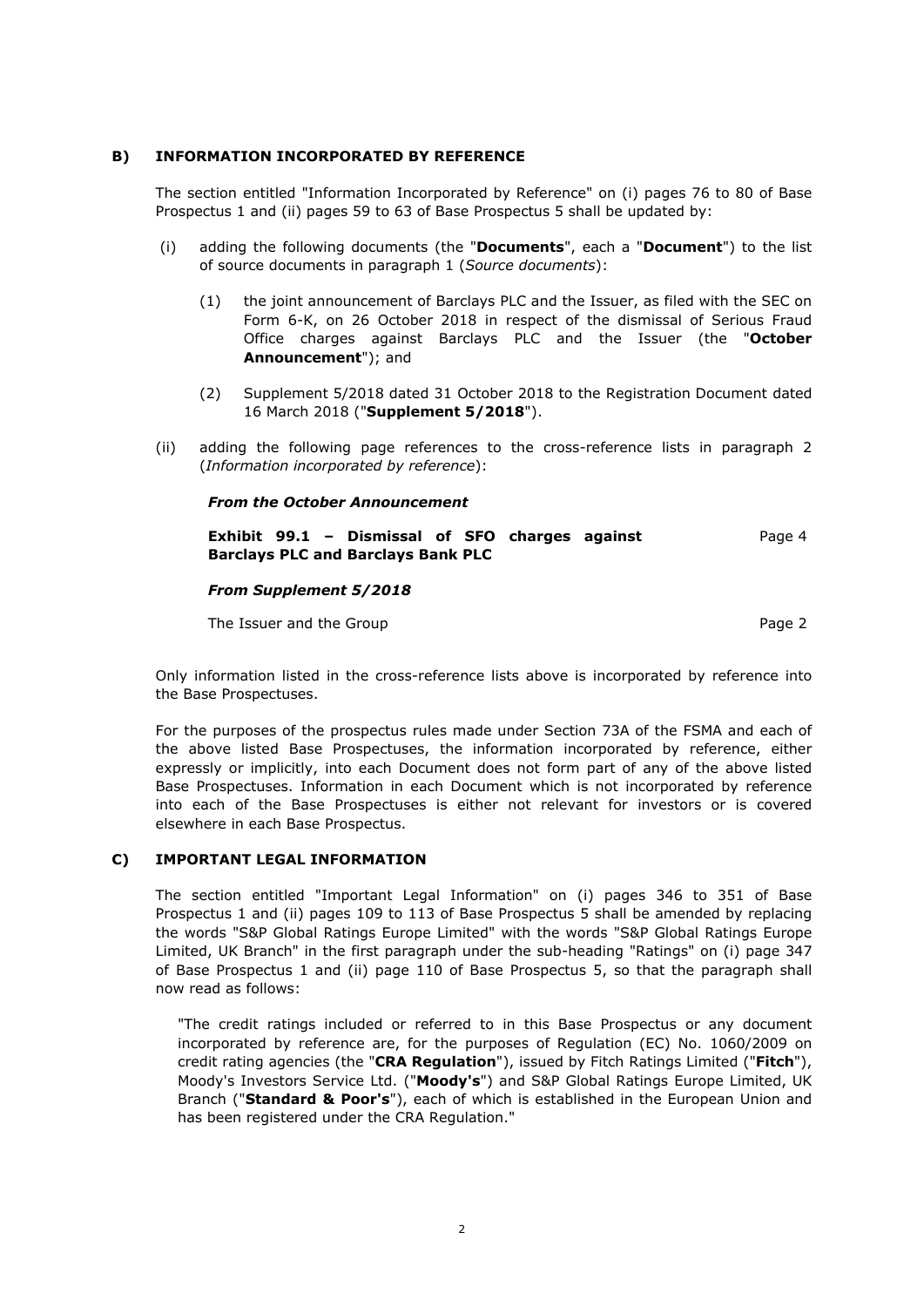## B) INFORMATION INCORPORATED BY REFERENCE

The section entitled "Information Incorporated by Reference" on (i) pages 76 to 80 of Base Prospectus 1 and (ii) pages 59 to 63 of Base Prospectus 5 shall be updated by:

(i) adding the following documents (the "**Documents**", each a "**Document**") to the list of source documents in paragraph 1 (*Source documents*):

   (1) the joint announcement of Barclays PLC and the Issuer, as filed with the SEC on Form 6-K, on 26 October 2018 in respect of the dismissal of Serious Fraud Office charges against Barclays PLC and the Issuer (the "**October Announcement**"); and

   (2) Supplement 5/2018 dated 31 October 2018 to the Registration Document dated 16 March 2018 ("**Supplement 5/2018**").

(ii) adding the following page references to the cross-reference lists in paragraph 2 (*Information incorporated by reference*):

***From the October Announcement***

| | |
|---|---|
| **Exhibit 99.1 – Dismissal of SFO charges against Barclays PLC and Barclays Bank PLC** | Page 4 |

***From Supplement 5/2018***

| | |
|---|---|
| The Issuer and the Group | Page 2 |

Only information listed in the cross-reference lists above is incorporated by reference into the Base Prospectuses.

For the purposes of the prospectus rules made under Section 73A of the FSMA and each of the above listed Base Prospectuses, the information incorporated by reference, either expressly or implicitly, into each Document does not form part of any of the above listed Base Prospectuses. Information in each Document which is not incorporated by reference into each of the Base Prospectuses is either not relevant for investors or is covered elsewhere in each Base Prospectus.

## C) IMPORTANT LEGAL INFORMATION

The section entitled "Important Legal Information" on (i) pages 346 to 351 of Base Prospectus 1 and (ii) pages 109 to 113 of Base Prospectus 5 shall be amended by replacing the words "S&P Global Ratings Europe Limited" with the words "S&P Global Ratings Europe Limited, UK Branch" in the first paragraph under the sub-heading "Ratings" on (i) page 347 of Base Prospectus 1 and (ii) page 110 of Base Prospectus 5, so that the paragraph shall now read as follows:

> "The credit ratings included or referred to in this Base Prospectus or any document incorporated by reference are, for the purposes of Regulation (EC) No. 1060/2009 on credit rating agencies (the "**CRA Regulation**"), issued by Fitch Ratings Limited ("**Fitch**"), Moody's Investors Service Ltd. ("**Moody's**") and S&P Global Ratings Europe Limited, UK Branch ("**Standard & Poor's**"), each of which is established in the European Union and has been registered under the CRA Regulation."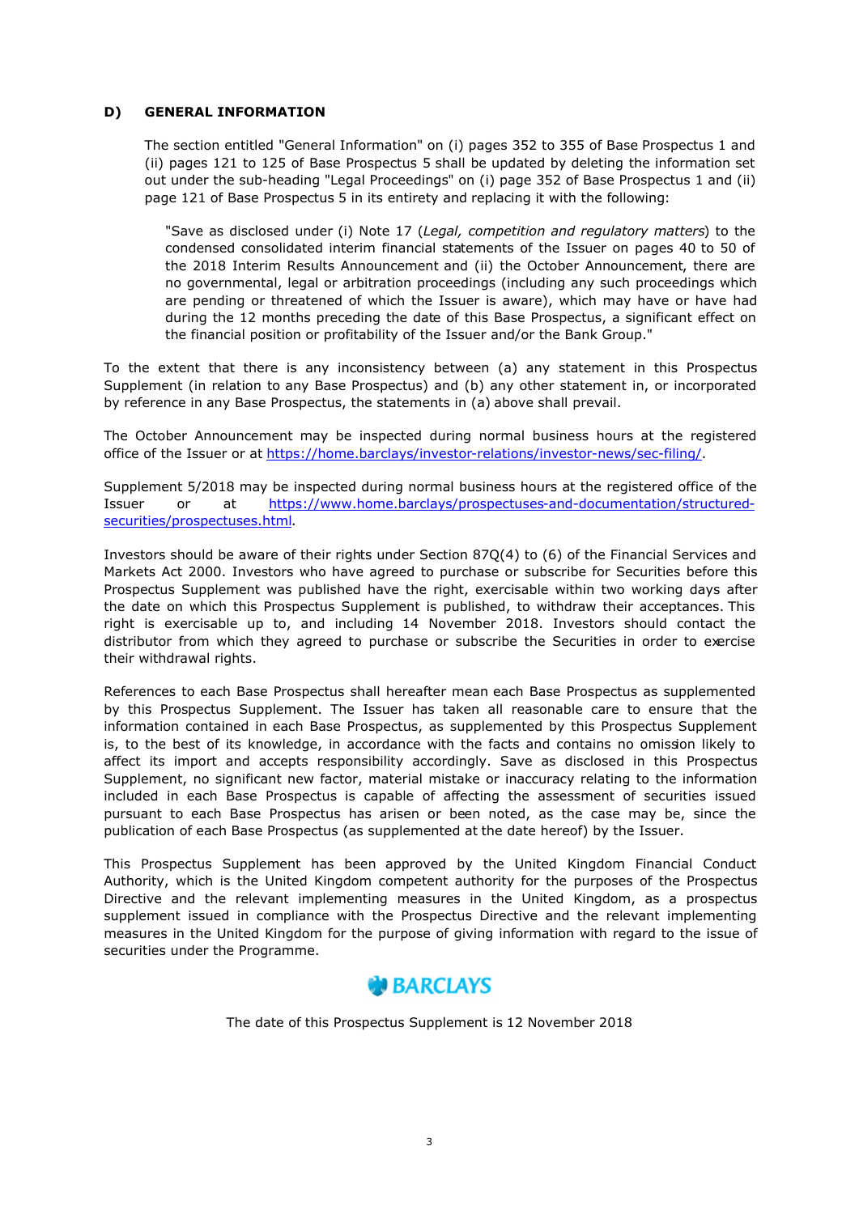## D) GENERAL INFORMATION

The section entitled "General Information" on (i) pages 352 to 355 of Base Prospectus 1 and (ii) pages 121 to 125 of Base Prospectus 5 shall be updated by deleting the information set out under the sub-heading "Legal Proceedings" on (i) page 352 of Base Prospectus 1 and (ii) page 121 of Base Prospectus 5 in its entirety and replacing it with the following:

> "Save as disclosed under (i) Note 17 (*Legal, competition and regulatory matters*) to the condensed consolidated interim financial statements of the Issuer on pages 40 to 50 of the 2018 Interim Results Announcement and (ii) the October Announcement, there are no governmental, legal or arbitration proceedings (including any such proceedings which are pending or threatened of which the Issuer is aware), which may have or have had during the 12 months preceding the date of this Base Prospectus, a significant effect on the financial position or profitability of the Issuer and/or the Bank Group."

To the extent that there is any inconsistency between (a) any statement in this Prospectus Supplement (in relation to any Base Prospectus) and (b) any other statement in, or incorporated by reference in any Base Prospectus, the statements in (a) above shall prevail.

The October Announcement may be inspected during normal business hours at the registered office of the Issuer or at https://home.barclays/investor-relations/investor-news/sec-filing/.

Supplement 5/2018 may be inspected during normal business hours at the registered office of the Issuer or at https://www.home.barclays/prospectuses-and-documentation/structured-securities/prospectuses.html.

Investors should be aware of their rights under Section 87Q(4) to (6) of the Financial Services and Markets Act 2000. Investors who have agreed to purchase or subscribe for Securities before this Prospectus Supplement was published have the right, exercisable within two working days after the date on which this Prospectus Supplement is published, to withdraw their acceptances. This right is exercisable up to, and including 14 November 2018. Investors should contact the distributor from which they agreed to purchase or subscribe the Securities in order to exercise their withdrawal rights.

References to each Base Prospectus shall hereafter mean each Base Prospectus as supplemented by this Prospectus Supplement. The Issuer has taken all reasonable care to ensure that the information contained in each Base Prospectus, as supplemented by this Prospectus Supplement is, to the best of its knowledge, in accordance with the facts and contains no omission likely to affect its import and accepts responsibility accordingly. Save as disclosed in this Prospectus Supplement, no significant new factor, material mistake or inaccuracy relating to the information included in each Base Prospectus is capable of affecting the assessment of securities issued pursuant to each Base Prospectus has arisen or been noted, as the case may be, since the publication of each Base Prospectus (as supplemented at the date hereof) by the Issuer.

This Prospectus Supplement has been approved by the United Kingdom Financial Conduct Authority, which is the United Kingdom competent authority for the purposes of the Prospectus Directive and the relevant implementing measures in the United Kingdom, as a prospectus supplement issued in compliance with the Prospectus Directive and the relevant implementing measures in the United Kingdom for the purpose of giving information with regard to the issue of securities under the Programme.

BARCLAYS

The date of this Prospectus Supplement is 12 November 2018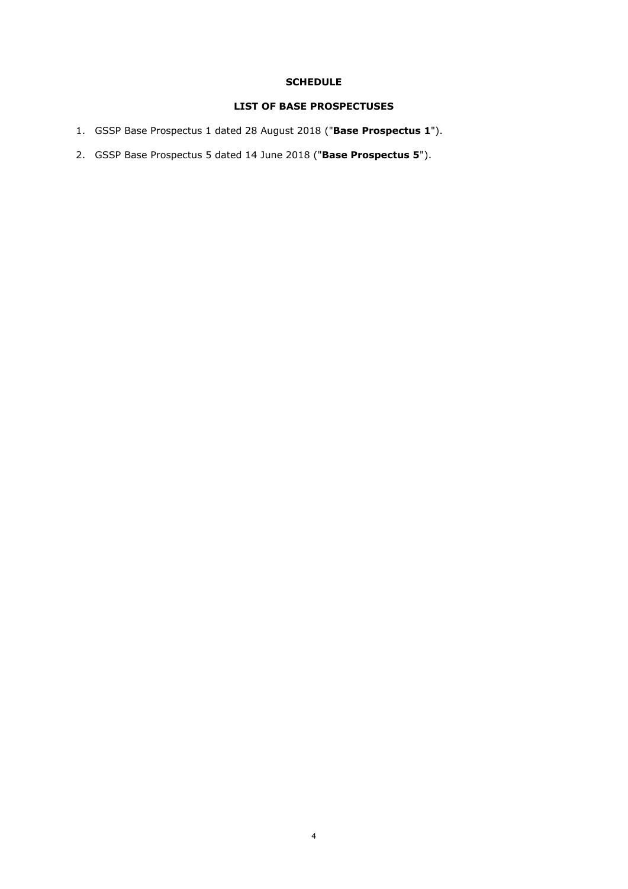# SCHEDULE

## LIST OF BASE PROSPECTUSES

1. GSSP Base Prospectus 1 dated 28 August 2018 ("**Base Prospectus 1**").

2. GSSP Base Prospectus 5 dated 14 June 2018 ("**Base Prospectus 5**").